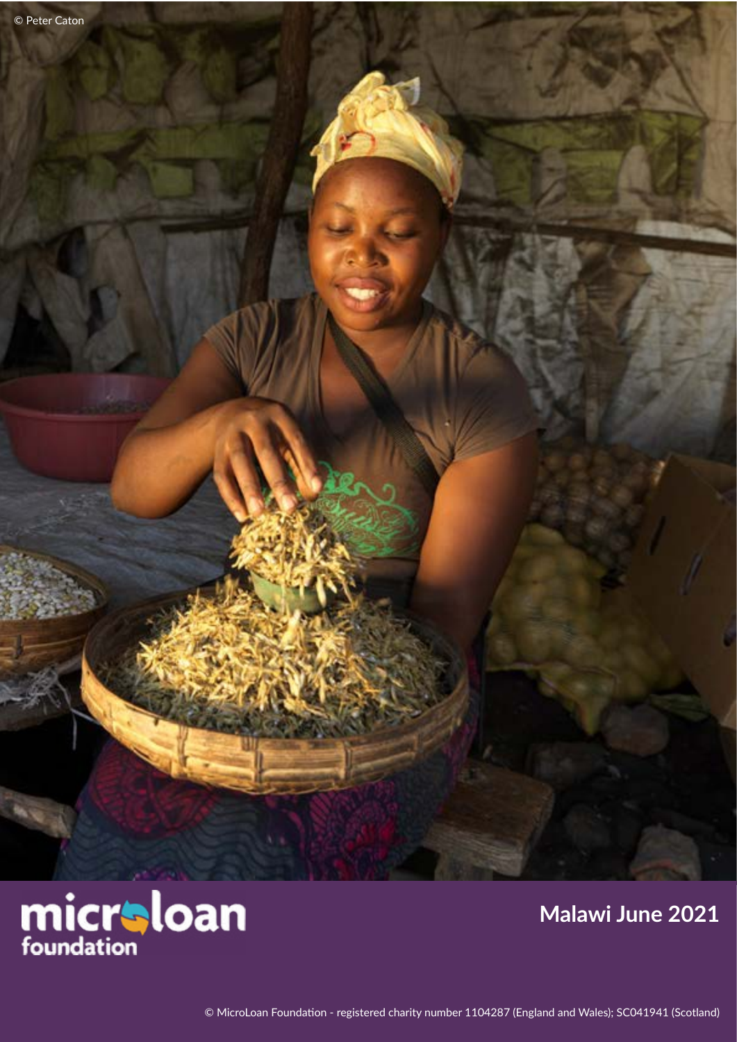© Peter Caton

microloan foundation

# Malawi June 2021

© MicroLoan Foundation - registered charity number 1104287 (England and Wales); SC041941 (Scotland)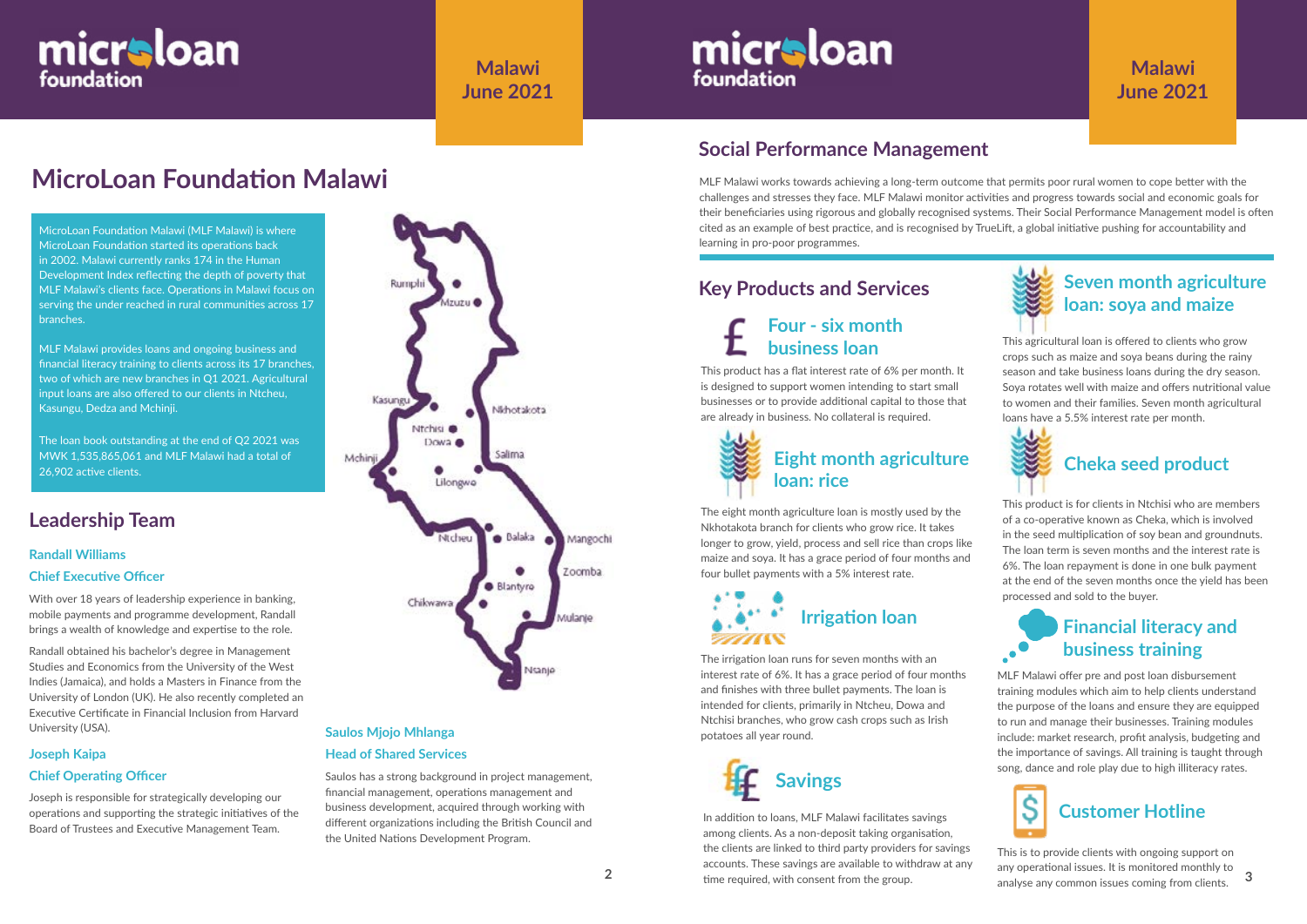# MicroLoan Foundation Malawi

MicroLoan Foundation Malawi (MLF Malawi) is where MicroLoan Foundation started its operations back in 2002. Malawi currently ranks 174 in the Human Development Index reflecting the depth of poverty that MLF Malawi's clients face. Operations in Malawi focus on serving the under reached in rural communities across 17 branches.

MLF Malawi provides loans and ongoing business and financial literacy training to clients across its 17 branches, two of which are new branches in Q1 2021. Agricultural input loans are also offered to our clients in Ntcheu, Kasungu, Dedza and Mchinji.

The loan book outstanding at the end of Q2 2021 was MWK 1,535,865,061 and MLF Malawi had a total of 26,902 active clients.

Rumphi, Mzuzu, Kasungu, Nkhotakota, Ntchisi, Dowa, Salima, Mchinji, Lilongwe, Ntcheu, Balaka, Mangochi, Zoomba, Blantyre, Chikwawa, Mulanje, Nsanje

## Leadership Team

### Randall Williams

### Chief Executive Officer

With over 18 years of leadership experience in banking, mobile payments and programme development, Randall brings a wealth of knowledge and expertise to the role.

Randall obtained his bachelor's degree in Management Studies and Economics from the University of the West Indies (Jamaica), and holds a Masters in Finance from the University of London (UK). He also recently completed an Executive Certificate in Financial Inclusion from Harvard University (USA).

### Joseph Kaipa

### Chief Operating Officer

Joseph is responsible for strategically developing our operations and supporting the strategic initiatives of the Board of Trustees and Executive Management Team.

### Saulos Mjojo Mhlanga

### Head of Shared Services

Saulos has a strong background in project management, financial management, operations management and business development, acquired through working with different organizations including the British Council and the United Nations Development Program.

## Social Performance Management

MLF Malawi works towards achieving a long-term outcome that permits poor rural women to cope better with the challenges and stresses they face. MLF Malawi monitor activities and progress towards social and economic goals for their beneficiaries using rigorous and globally recognised systems. Their Social Performance Management model is often cited as an example of best practice, and is recognised by TrueLift, a global initiative pushing for accountability and learning in pro-poor programmes.

## Key Products and Services

### Four - six month business loan

This product has a flat interest rate of 6% per month. It is designed to support women intending to start small businesses or to provide additional capital to those that are already in business. No collateral is required.

### Eight month agriculture loan: rice

The eight month agriculture loan is mostly used by the Nkhotakota branch for clients who grow rice. It takes longer to grow, yield, process and sell rice than crops like maize and soya. It has a grace period of four months and four bullet payments with a 5% interest rate.

### Irrigation loan

The irrigation loan runs for seven months with an interest rate of 6%. It has a grace period of four months and finishes with three bullet payments. The loan is intended for clients, primarily in Ntcheu, Dowa and Ntchisi branches, who grow cash crops such as Irish potatoes all year round.

### Savings

In addition to loans, MLF Malawi facilitates savings among clients. As a non-deposit taking organisation, the clients are linked to third party providers for savings accounts. These savings are available to withdraw at any time required, with consent from the group.

### Seven month agriculture loan: soya and maize

This agricultural loan is offered to clients who grow crops such as maize and soya beans during the rainy season and take business loans during the dry season. Soya rotates well with maize and offers nutritional value to women and their families. Seven month agricultural loans have a 5.5% interest rate per month.

### Cheka seed product

This product is for clients in Ntchisi who are members of a co-operative known as Cheka, which is involved in the seed multiplication of soy bean and groundnuts. The loan term is seven months and the interest rate is 6%. The loan repayment is done in one bulk payment at the end of the seven months once the yield has been processed and sold to the buyer.

### Financial literacy and business training

MLF Malawi offer pre and post loan disbursement training modules which aim to help clients understand the purpose of the loans and ensure they are equipped to run and manage their businesses. Training modules include: market research, profit analysis, budgeting and the importance of savings. All training is taught through song, dance and role play due to high illiteracy rates.

### Customer Hotline

This is to provide clients with ongoing support on any operational issues. It is monitored monthly to analyse any common issues coming from clients.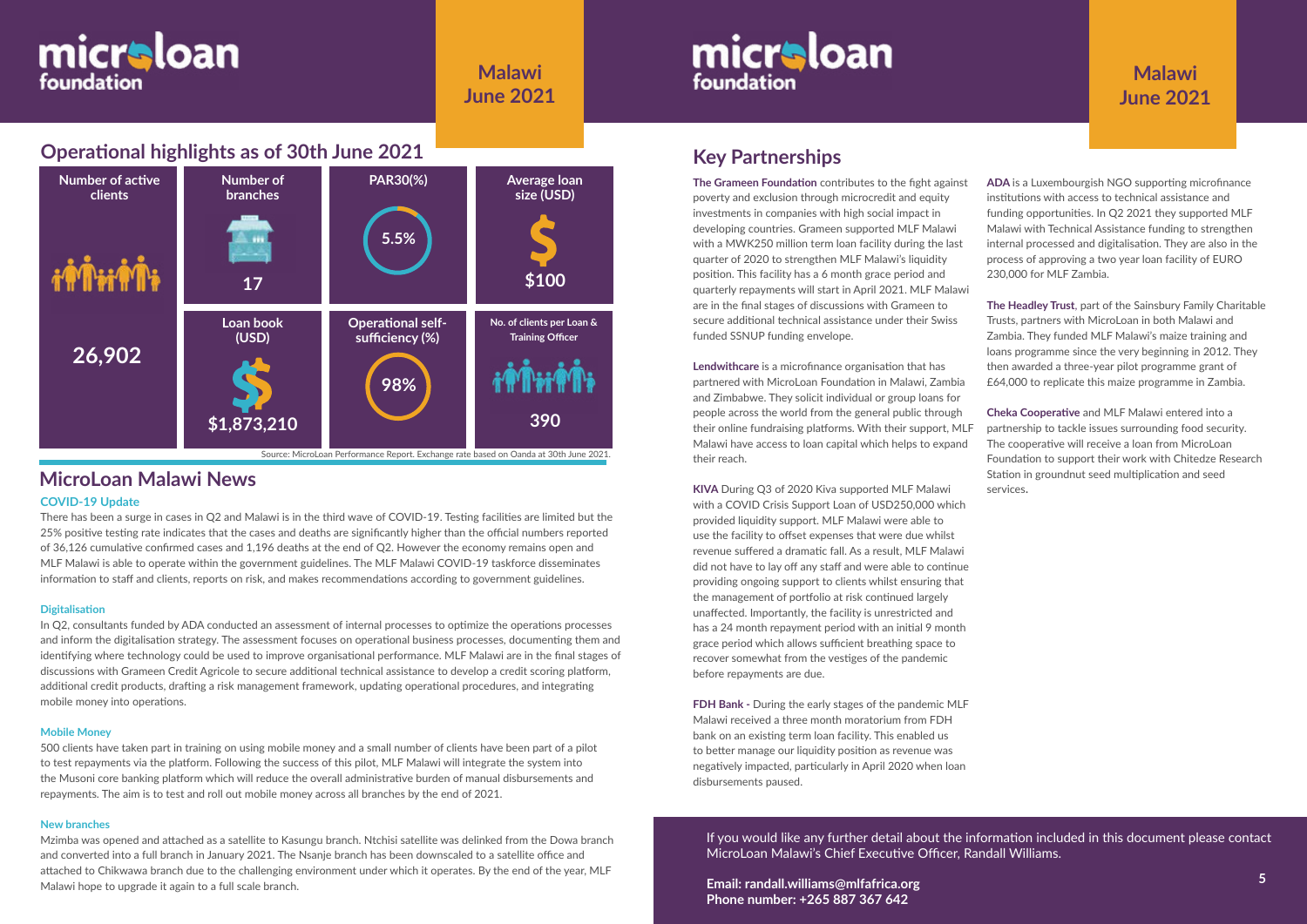# Malawi June 2021

## Operational highlights as of 30th June 2021

| Number of active clients | Number of branches | PAR30(%) | Average loan size (USD) |
|---|---|---|---|
| 26,902 | 17 | 5.5% | $100 |

| Loan book (USD) | Operational self-sufficiency (%) | No. of clients per Loan & Training Officer |
|---|---|---|
| $1,873,210 | 98% | 390 |

Source: MicroLoan Performance Report. Exchange rate based on Oanda at 30th June 2021.

## MicroLoan Malawi News

### COVID-19 Update

There has been a surge in cases in Q2 and Malawi is in the third wave of COVID-19. Testing facilities are limited but the 25% positive testing rate indicates that the cases and deaths are significantly higher than the official numbers reported of 36,126 cumulative confirmed cases and 1,196 deaths at the end of Q2. However the economy remains open and MLF Malawi is able to operate within the government guidelines. The MLF Malawi COVID-19 taskforce disseminates information to staff and clients, reports on risk, and makes recommendations according to government guidelines.

### Digitalisation

In Q2, consultants funded by ADA conducted an assessment of internal processes to optimize the operations processes and inform the digitalisation strategy. The assessment focuses on operational business processes, documenting them and identifying where technology could be used to improve organisational performance. MLF Malawi are in the final stages of discussions with Grameen Credit Agricole to secure additional technical assistance to develop a credit scoring platform, additional credit products, drafting a risk management framework, updating operational procedures, and integrating mobile money into operations.

### Mobile Money

500 clients have taken part in training on using mobile money and a small number of clients have been part of a pilot to test repayments via the platform. Following the success of this pilot, MLF Malawi will integrate the system into the Musoni core banking platform which will reduce the overall administrative burden of manual disbursements and repayments. The aim is to test and roll out mobile money across all branches by the end of 2021.

### New branches

Mzimba was opened and attached as a satellite to Kasungu branch. Ntchisi satellite was delinked from the Dowa branch and converted into a full branch in January 2021. The Nsanje branch has been downscaled to a satellite office and attached to Chikwawa branch due to the challenging environment under which it operates. By the end of the year, MLF Malawi hope to upgrade it again to a full scale branch.

## Key Partnerships

**The Grameen Foundation** contributes to the fight against poverty and exclusion through microcredit and equity investments in companies with high social impact in developing countries. Grameen supported MLF Malawi with a MWK250 million term loan facility during the last quarter of 2020 to strengthen MLF Malawi's liquidity position. This facility has a 6 month grace period and quarterly repayments will start in April 2021. MLF Malawi are in the final stages of discussions with Grameen to secure additional technical assistance under their Swiss funded SSNUP funding envelope.

**Lendwithcare** is a microfinance organisation that has partnered with MicroLoan Foundation in Malawi, Zambia and Zimbabwe. They solicit individual or group loans for people across the world from the general public through their online fundraising platforms. With their support, MLF Malawi have access to loan capital which helps to expand their reach.

**KIVA** During Q3 of 2020 Kiva supported MLF Malawi with a COVID Crisis Support Loan of USD250,000 which provided liquidity support. MLF Malawi were able to use the facility to offset expenses that were due whilst revenue suffered a dramatic fall. As a result, MLF Malawi did not have to lay off any staff and were able to continue providing ongoing support to clients whilst ensuring that the management of portfolio at risk continued largely unaffected. Importantly, the facility is unrestricted and has a 24 month repayment period with an initial 9 month grace period which allows sufficient breathing space to recover somewhat from the vestiges of the pandemic before repayments are due.

**FDH Bank -** During the early stages of the pandemic MLF Malawi received a three month moratorium from FDH bank on an existing term loan facility. This enabled us to better manage our liquidity position as revenue was negatively impacted, particularly in April 2020 when loan disbursements paused.

**ADA** is a Luxembourgish NGO supporting microfinance institutions with access to technical assistance and funding opportunities. In Q2 2021 they supported MLF Malawi with Technical Assistance funding to strengthen internal processed and digitalisation. They are also in the process of approving a two year loan facility of EURO 230,000 for MLF Zambia.

**The Headley Trust**, part of the Sainsbury Family Charitable Trusts, partners with MicroLoan in both Malawi and Zambia. They funded MLF Malawi's maize training and loans programme since the very beginning in 2012. They then awarded a three-year pilot programme grant of £64,000 to replicate this maize programme in Zambia.

**Cheka Cooperative** and MLF Malawi entered into a partnership to tackle issues surrounding food security. The cooperative will receive a loan from MicroLoan Foundation to support their work with Chitedze Research Station in groundnut seed multiplication and seed services.

If you would like any further detail about the information included in this document please contact MicroLoan Malawi's Chief Executive Officer, Randall Williams.

**Email: randall.williams@mlfafrica.org**
**Phone number: +265 887 367 642**